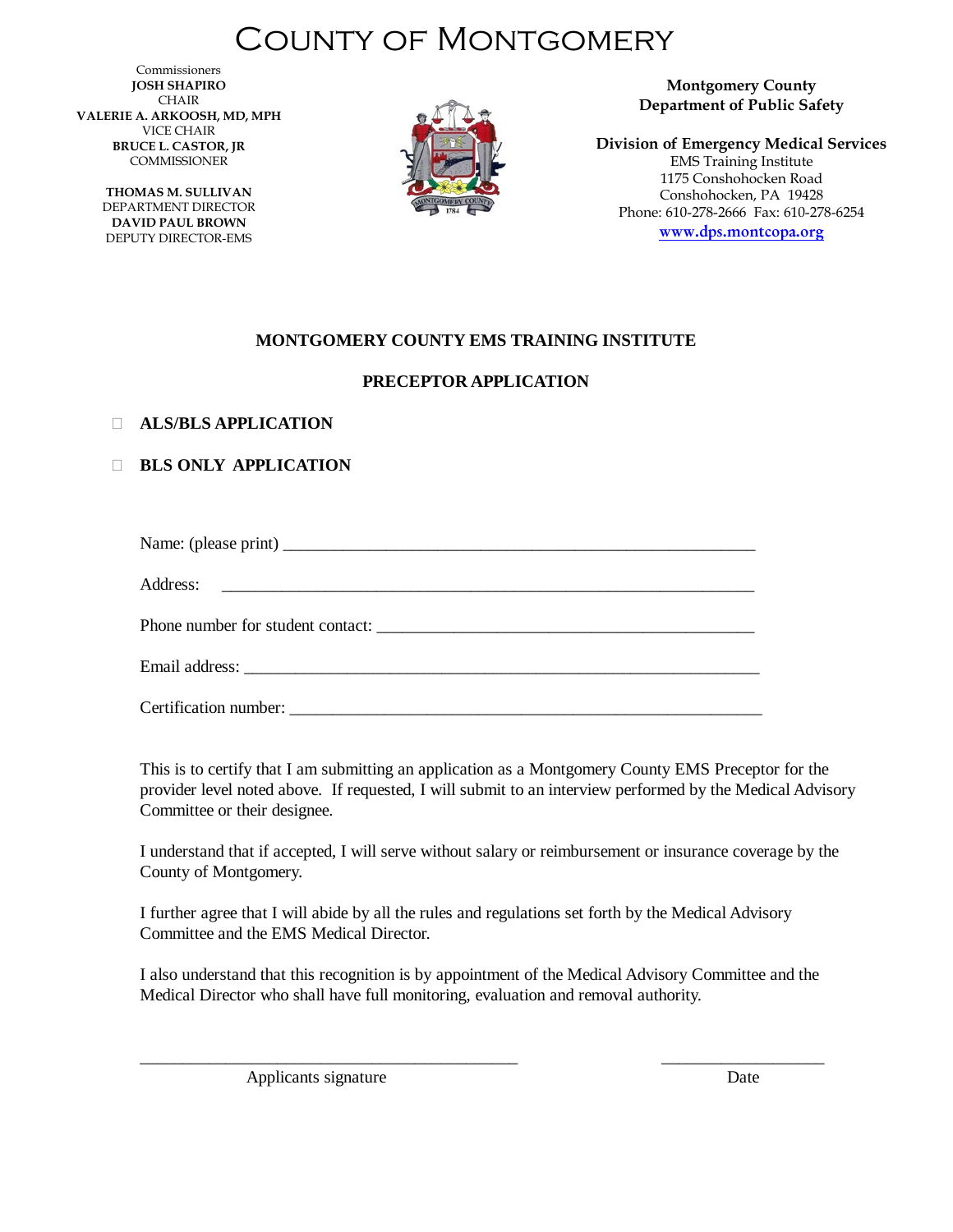# COUNTY OF MONTGOMERY

Commissioners
**JOSH SHAPIRO**
CHAIR
**VALERIE A. ARKOOSH, MD, MPH**
VICE CHAIR
**BRUCE L. CASTOR, JR**
COMMISSIONER

**THOMAS M. SULLIVAN**
DEPARTMENT DIRECTOR
**DAVID PAUL BROWN**
DEPUTY DIRECTOR-EMS

**Montgomery County**
**Department of Public Safety**

**Division of Emergency Medical Services**
EMS Training Institute
1175 Conshohocken Road
Conshohocken, PA 19428
Phone: 610-278-2666 Fax: 610-278-6254
**www.dps.montcopa.org**

## MONTGOMERY COUNTY EMS TRAINING INSTITUTE

## PRECEPTOR APPLICATION

☐ **ALS/BLS APPLICATION**

☐ **BLS ONLY APPLICATION**

Name: (please print) ________________________________________________________

Address: ________________________________________________________________

Phone number for student contact: ___________________________________________

Email address: ____________________________________________________________

Certification number: _______________________________________________________

This is to certify that I am submitting an application as a Montgomery County EMS Preceptor for the provider level noted above. If requested, I will submit to an interview performed by the Medical Advisory Committee or their designee.

I understand that if accepted, I will serve without salary or reimbursement or insurance coverage by the County of Montgomery.

I further agree that I will abide by all the rules and regulations set forth by the Medical Advisory Committee and the EMS Medical Director.

I also understand that this recognition is by appointment of the Medical Advisory Committee and the Medical Director who shall have full monitoring, evaluation and removal authority.

_____________________________________________ ____________________

Applicants signature Date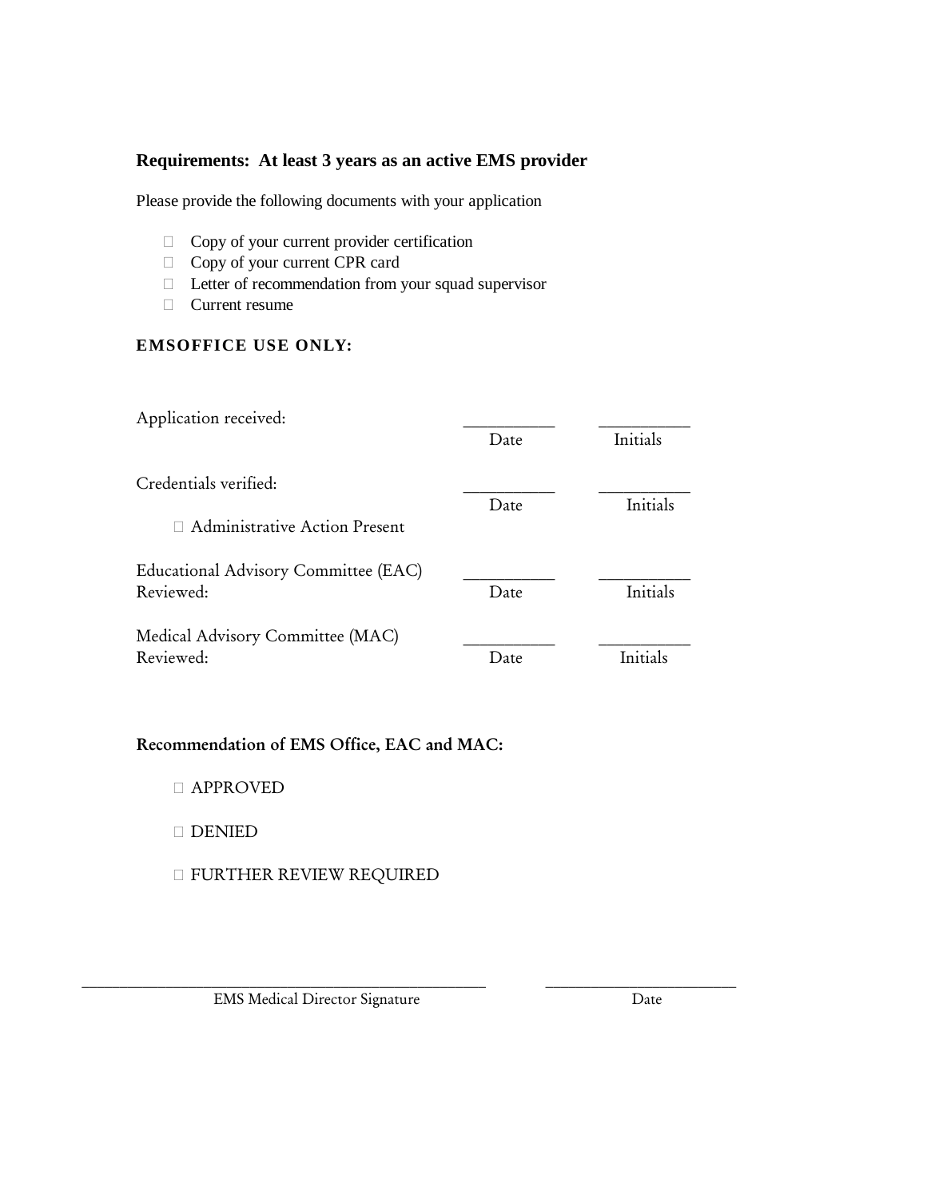**Requirements: At least 3 years as an active EMS provider**

Please provide the following documents with your application

- ☐ Copy of your current provider certification
- ☐ Copy of your current CPR card
- ☐ Letter of recommendation from your squad supervisor
- ☐ Current resume

**EMSOFFICE USE ONLY:**

| | | |
|---|---|---|
| Application received: | __________ Date | __________ Initials |
| Credentials verified: | __________ Date | __________ Initials |
| ☐ Administrative Action Present | | |
| Educational Advisory Committee (EAC) Reviewed: | __________ Date | __________ Initials |
| Medical Advisory Committee (MAC) Reviewed: | __________ Date | __________ Initials |

**Recommendation of EMS Office, EAC and MAC:**

☐ APPROVED

☐ DENIED

☐ FURTHER REVIEW REQUIRED

______________________________________________ EMS Medical Director Signature

______________________ Date